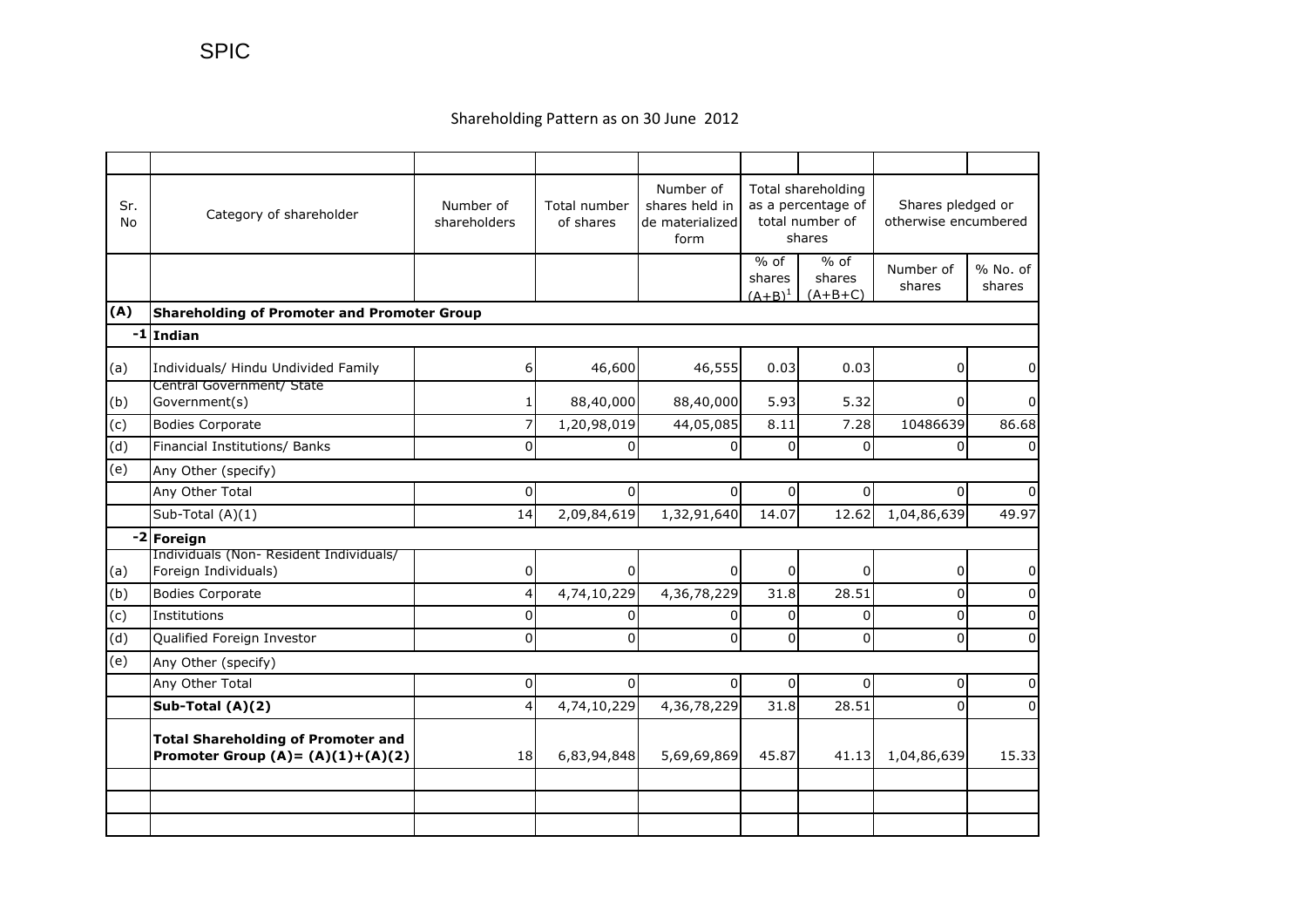SPIC

Shareholding Pattern as on 30 June 2012

| Sr. No | Category of shareholder | Number of shareholders | Total number of shares | Number of shares held in de materialized form | Total shareholding as a percentage of total number of shares | | Shares pledged or otherwise encumbered | |
|---|---|---|---|---|---|---|---|---|
| | | | | | % of shares (A+B)[1] | % of shares (A+B+C) | Number of shares | % No. of shares |
| **(A)** | **Shareholding of Promoter and Promoter Group** | | | | | | | |
| **-1** | **Indian** | | | | | | | |
| (a) | Individuals/ Hindu Undivided Family | 6 | 46,600 | 46,555 | 0.03 | 0.03 | 0 | 0 |
| (b) | Central Government/ State Government(s) | 1 | 88,40,000 | 88,40,000 | 5.93 | 5.32 | 0 | 0 |
| (c) | Bodies Corporate | 7 | 1,20,98,019 | 44,05,085 | 8.11 | 7.28 | 10486639 | 86.68 |
| (d) | Financial Institutions/ Banks | 0 | 0 | 0 | 0 | 0 | 0 | 0 |
| (e) | Any Other (specify) | | | | | | | |
| | Any Other Total | 0 | 0 | 0 | 0 | 0 | 0 | 0 |
| | Sub-Total (A)(1) | 14 | 2,09,84,619 | 1,32,91,640 | 14.07 | 12.62 | 1,04,86,639 | 49.97 |
| **-2** | **Foreign** | | | | | | | |
| (a) | Individuals (Non- Resident Individuals/ Foreign Individuals) | 0 | 0 | 0 | 0 | 0 | 0 | 0 |
| (b) | Bodies Corporate | 4 | 4,74,10,229 | 4,36,78,229 | 31.8 | 28.51 | 0 | 0 |
| (c) | Institutions | 0 | 0 | 0 | 0 | 0 | 0 | 0 |
| (d) | Qualified Foreign Investor | 0 | 0 | 0 | 0 | 0 | 0 | 0 |
| (e) | Any Other (specify) | | | | | | | |
| | Any Other Total | 0 | 0 | 0 | 0 | 0 | 0 | 0 |
| | **Sub-Total (A)(2)** | 4 | 4,74,10,229 | 4,36,78,229 | 31.8 | 28.51 | 0 | 0 |
| | **Total Shareholding of Promoter and Promoter Group (A)= (A)(1)+(A)(2)** | 18 | 6,83,94,848 | 5,69,69,869 | 45.87 | 41.13 | 1,04,86,639 | 15.33 |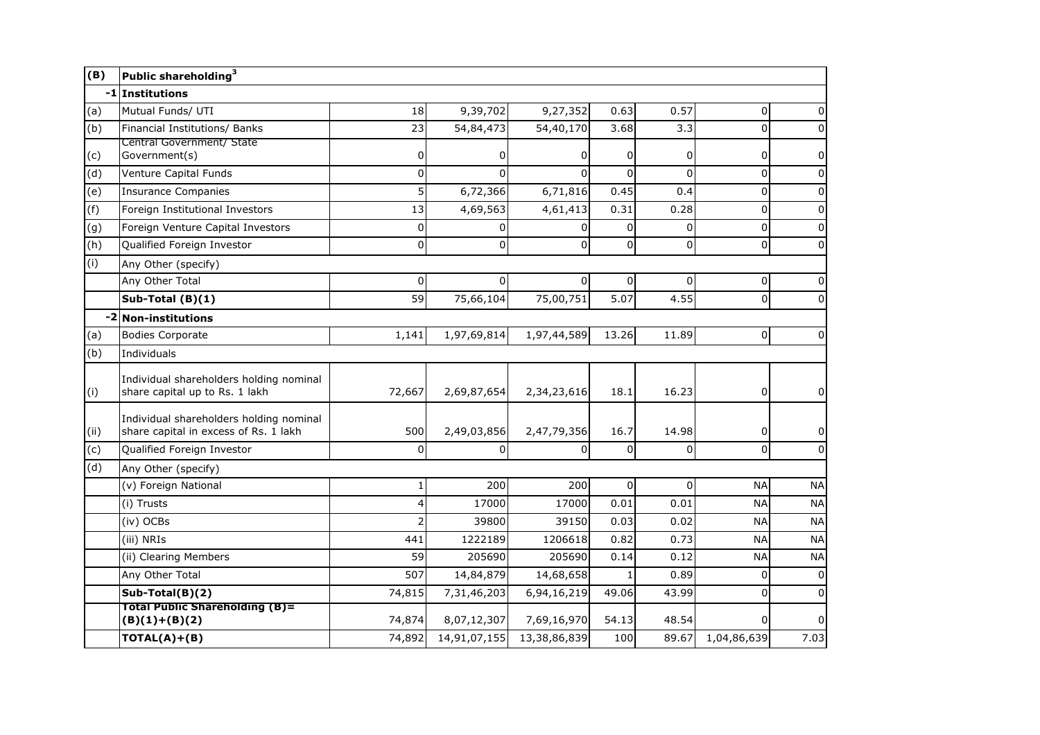| (B) | Public shareholding[3] | | | | | | | |
|---|---|---|---|---|---|---|---|---|
| -1 | **Institutions** | | | | | | | |
| (a) | Mutual Funds/ UTI | 18 | 9,39,702 | 9,27,352 | 0.63 | 0.57 | 0 | 0 |
| (b) | Financial Institutions/ Banks | 23 | 54,84,473 | 54,40,170 | 3.68 | 3.3 | 0 | 0 |
| (c) | Central Government/ State Government(s) | 0 | 0 | 0 | 0 | 0 | 0 | 0 |
| (d) | Venture Capital Funds | 0 | 0 | 0 | 0 | 0 | 0 | 0 |
| (e) | Insurance Companies | 5 | 6,72,366 | 6,71,816 | 0.45 | 0.4 | 0 | 0 |
| (f) | Foreign Institutional Investors | 13 | 4,69,563 | 4,61,413 | 0.31 | 0.28 | 0 | 0 |
| (g) | Foreign Venture Capital Investors | 0 | 0 | 0 | 0 | 0 | 0 | 0 |
| (h) | Qualified Foreign Investor | 0 | 0 | 0 | 0 | 0 | 0 | 0 |
| (i) | Any Other (specify) | | | | | | | |
| | Any Other Total | 0 | 0 | 0 | 0 | 0 | 0 | 0 |
| | **Sub-Total (B)(1)** | 59 | 75,66,104 | 75,00,751 | 5.07 | 4.55 | 0 | 0 |
| -2 | **Non-institutions** | | | | | | | |
| (a) | Bodies Corporate | 1,141 | 1,97,69,814 | 1,97,44,589 | 13.26 | 11.89 | 0 | 0 |
| (b) | Individuals | | | | | | | |
| (i) | Individual shareholders holding nominal share capital up to Rs. 1 lakh | 72,667 | 2,69,87,654 | 2,34,23,616 | 18.1 | 16.23 | 0 | 0 |
| (ii) | Individual shareholders holding nominal share capital in excess of Rs. 1 lakh | 500 | 2,49,03,856 | 2,47,79,356 | 16.7 | 14.98 | 0 | 0 |
| (c) | Qualified Foreign Investor | 0 | 0 | 0 | 0 | 0 | 0 | 0 |
| (d) | Any Other (specify) | | | | | | | |
| | (v) Foreign National | 1 | 200 | 200 | 0 | 0 | NA | NA |
| | (i) Trusts | 4 | 17000 | 17000 | 0.01 | 0.01 | NA | NA |
| | (iv) OCBs | 2 | 39800 | 39150 | 0.03 | 0.02 | NA | NA |
| | (iii) NRIs | 441 | 1222189 | 1206618 | 0.82 | 0.73 | NA | NA |
| | (ii) Clearing Members | 59 | 205690 | 205690 | 0.14 | 0.12 | NA | NA |
| | Any Other Total | 507 | 14,84,879 | 14,68,658 | 1 | 0.89 | 0 | 0 |
| | **Sub-Total(B)(2)** | 74,815 | 7,31,46,203 | 6,94,16,219 | 49.06 | 43.99 | 0 | 0 |
| | **Total Public Shareholding (B)= (B)(1)+(B)(2)** | 74,874 | 8,07,12,307 | 7,69,16,970 | 54.13 | 48.54 | 0 | 0 |
| | **TOTAL(A)+(B)** | 74,892 | 14,91,07,155 | 13,38,86,839 | 100 | 89.67 | 1,04,86,639 | 7.03 |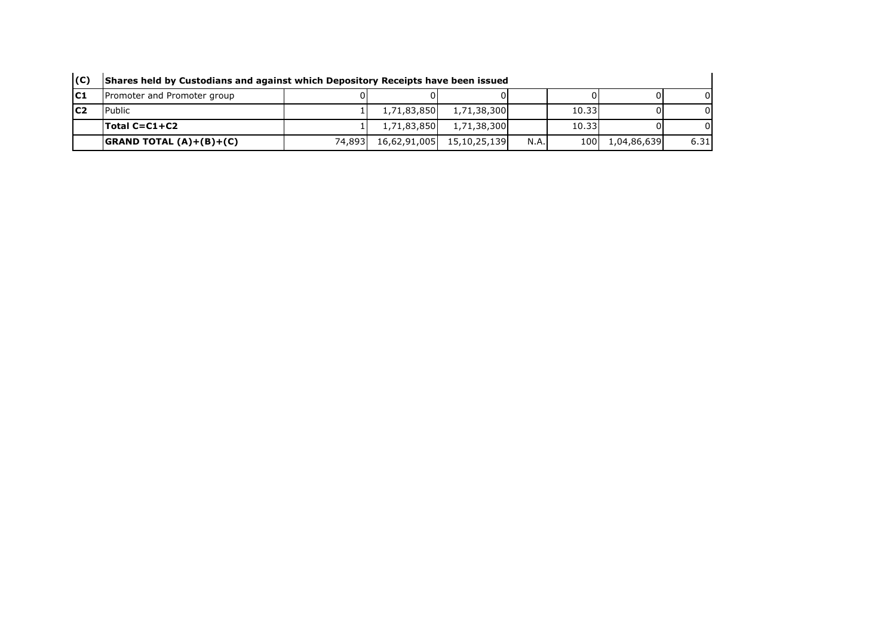| | | | | | | | | |
|---|---|---|---|---|---|---|---|---|
| **(C)** | **Shares held by Custodians and against which Depository Receipts have been issued** | | | | | | | |
| **C1** | Promoter and Promoter group | 0 | 0 | 0 | | 0 | 0 | 0 |
| **C2** | Public | 1 | 1,71,83,850 | 1,71,38,300 | | 10.33 | 0 | 0 |
| | **Total C=C1+C2** | 1 | 1,71,83,850 | 1,71,38,300 | | 10.33 | 0 | 0 |
| | **GRAND TOTAL (A)+(B)+(C)** | 74,893 | 16,62,91,005 | 15,10,25,139 | N.A. | 100 | 1,04,86,639 | 6.31 |